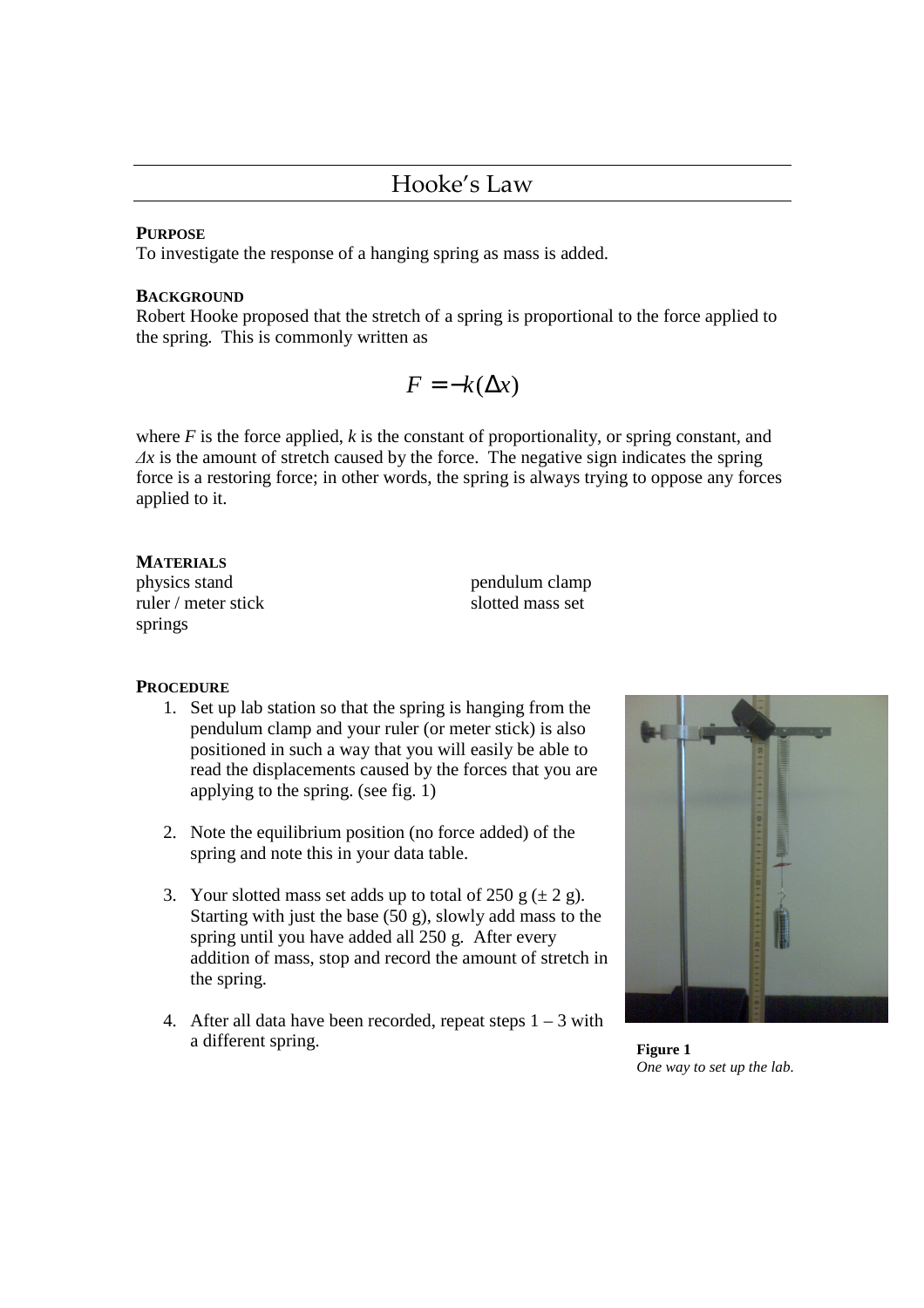# Hooke's Law

**PURPOSE**

To investigate the response of a hanging spring as mass is added.

**BACKGROUND**

Robert Hooke proposed that the stretch of a spring is proportional to the force applied to the spring. This is commonly written as

$$F = -k(\Delta x)$$

where $F$ is the force applied, $k$ is the constant of proportionality, or spring constant, and $\Delta x$ is the amount of stretch caused by the force. The negative sign indicates the spring force is a restoring force; in other words, the spring is always trying to oppose any forces applied to it.

**MATERIALS**

- physics stand
- ruler / meter stick
- springs
- pendulum clamp
- slotted mass set

**PROCEDURE**

1. Set up lab station so that the spring is hanging from the pendulum clamp and your ruler (or meter stick) is also positioned in such a way that you will easily be able to read the displacements caused by the forces that you are applying to the spring. (see fig. 1)

2. Note the equilibrium position (no force added) of the spring and note this in your data table.

3. Your slotted mass set adds up to total of 250 g (± 2 g). Starting with just the base (50 g), slowly add mass to the spring until you have added all 250 g. After every addition of mass, stop and record the amount of stretch in the spring.

4. After all data have been recorded, repeat steps 1 – 3 with a different spring.

**Figure 1**
*One way to set up the lab.*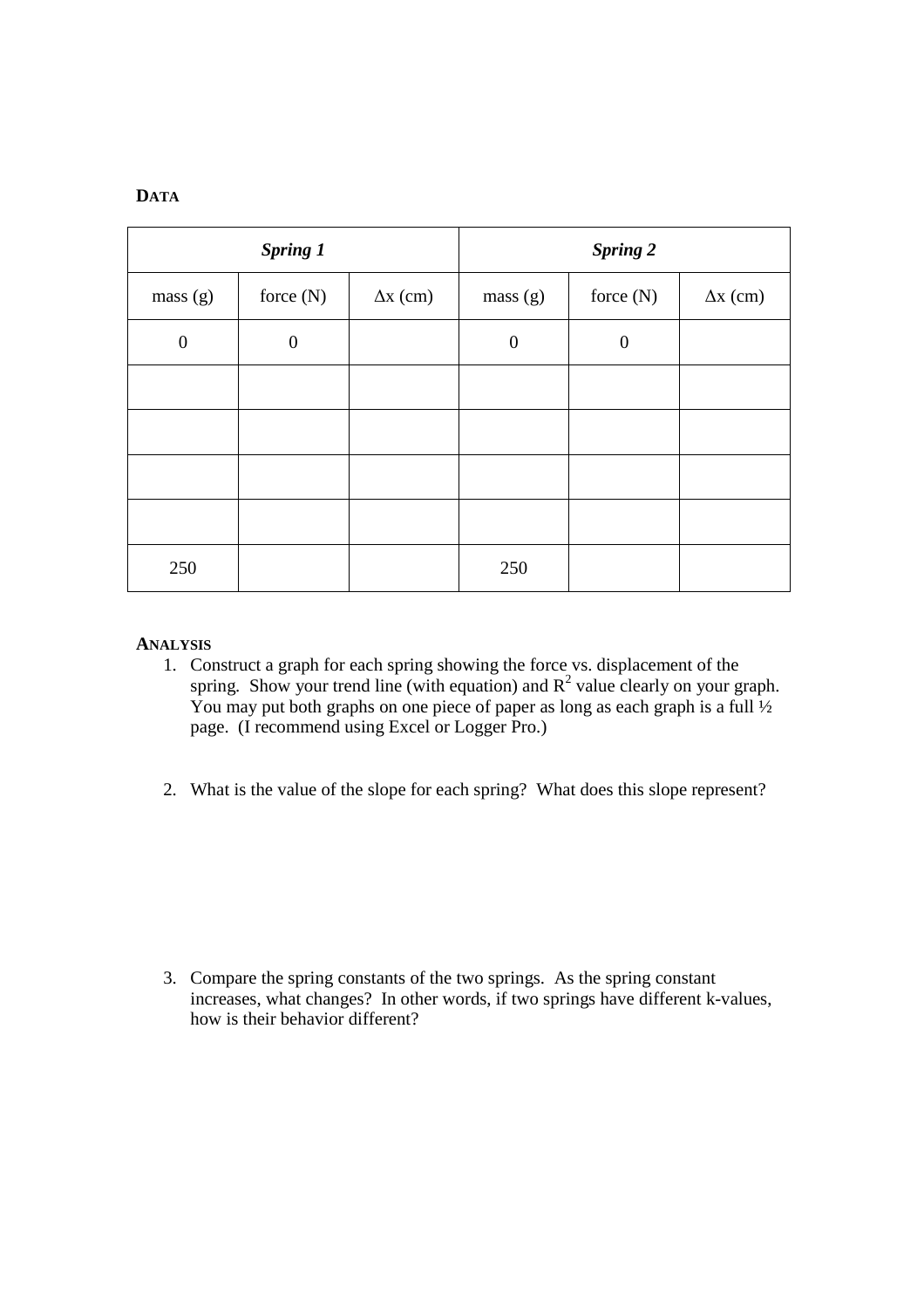## DATA

| *Spring 1* | | | *Spring 2* | | |
|---|---|---|---|---|---|
| mass (g) | force (N) | Δx (cm) | mass (g) | force (N) | Δx (cm) |
| 0 | 0 | | 0 | 0 | |
| | | | | | |
| | | | | | |
| | | | | | |
| | | | | | |
| 250 | | | 250 | | |

## ANALYSIS

1. Construct a graph for each spring showing the force vs. displacement of the spring. Show your trend line (with equation) and $R^2$ value clearly on your graph. You may put both graphs on one piece of paper as long as each graph is a full ½ page. (I recommend using Excel or Logger Pro.)

2. What is the value of the slope for each spring? What does this slope represent?

3. Compare the spring constants of the two springs. As the spring constant increases, what changes? In other words, if two springs have different k-values, how is their behavior different?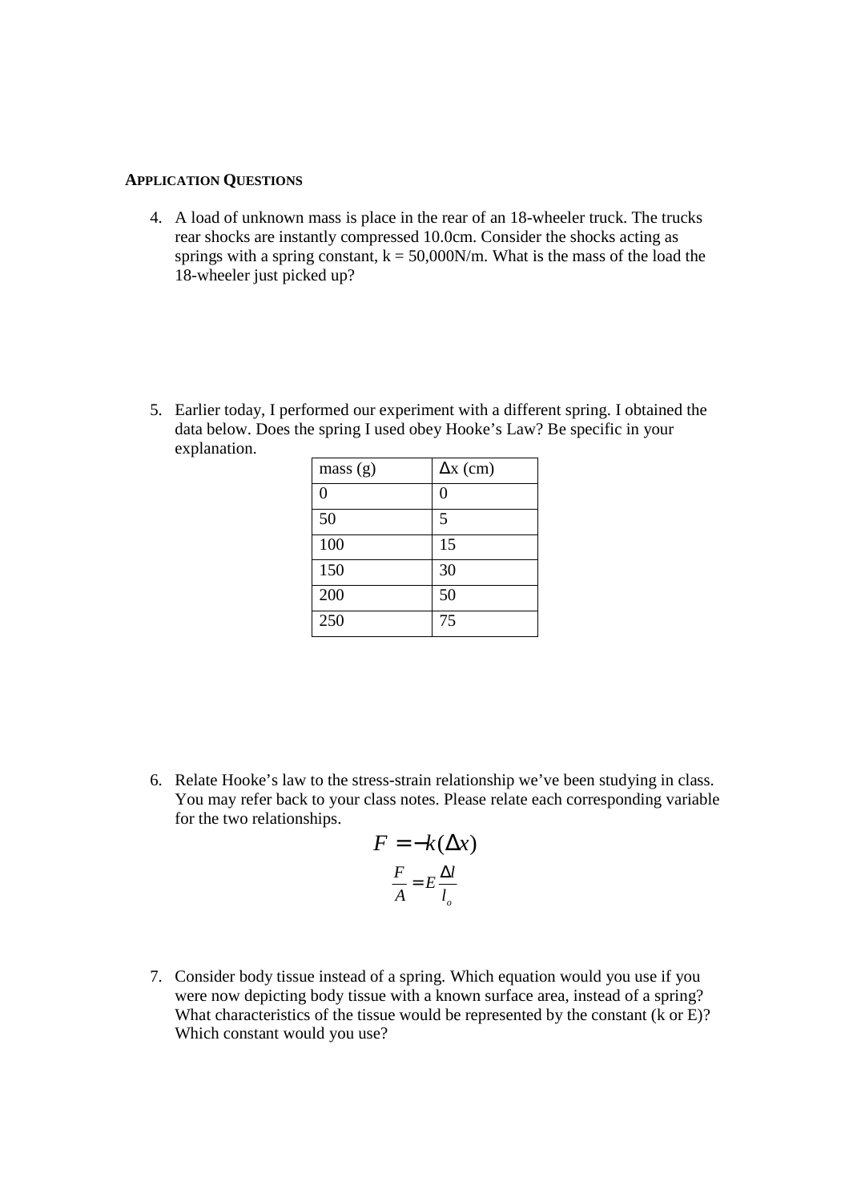### APPLICATION QUESTIONS

4. A load of unknown mass is place in the rear of an 18-wheeler truck. The trucks rear shocks are instantly compressed 10.0cm. Consider the shocks acting as springs with a spring constant, k = 50,000N/m. What is the mass of the load the 18-wheeler just picked up?

5. Earlier today, I performed our experiment with a different spring. I obtained the data below. Does the spring I used obey Hooke's Law? Be specific in your explanation.

| mass (g) | Δx (cm) |
| --- | --- |
| 0 | 0 |
| 50 | 5 |
| 100 | 15 |
| 150 | 30 |
| 200 | 50 |
| 250 | 75 |

6. Relate Hooke's law to the stress-strain relationship we've been studying in class. You may refer back to your class notes. Please relate each corresponding variable for the two relationships.

$$F = -k(\Delta x)$$

$$\frac{F}{A} = E\frac{\Delta l}{l_o}$$

7. Consider body tissue instead of a spring. Which equation would you use if you were now depicting body tissue with a known surface area, instead of a spring? What characteristics of the tissue would be represented by the constant (k or E)? Which constant would you use?